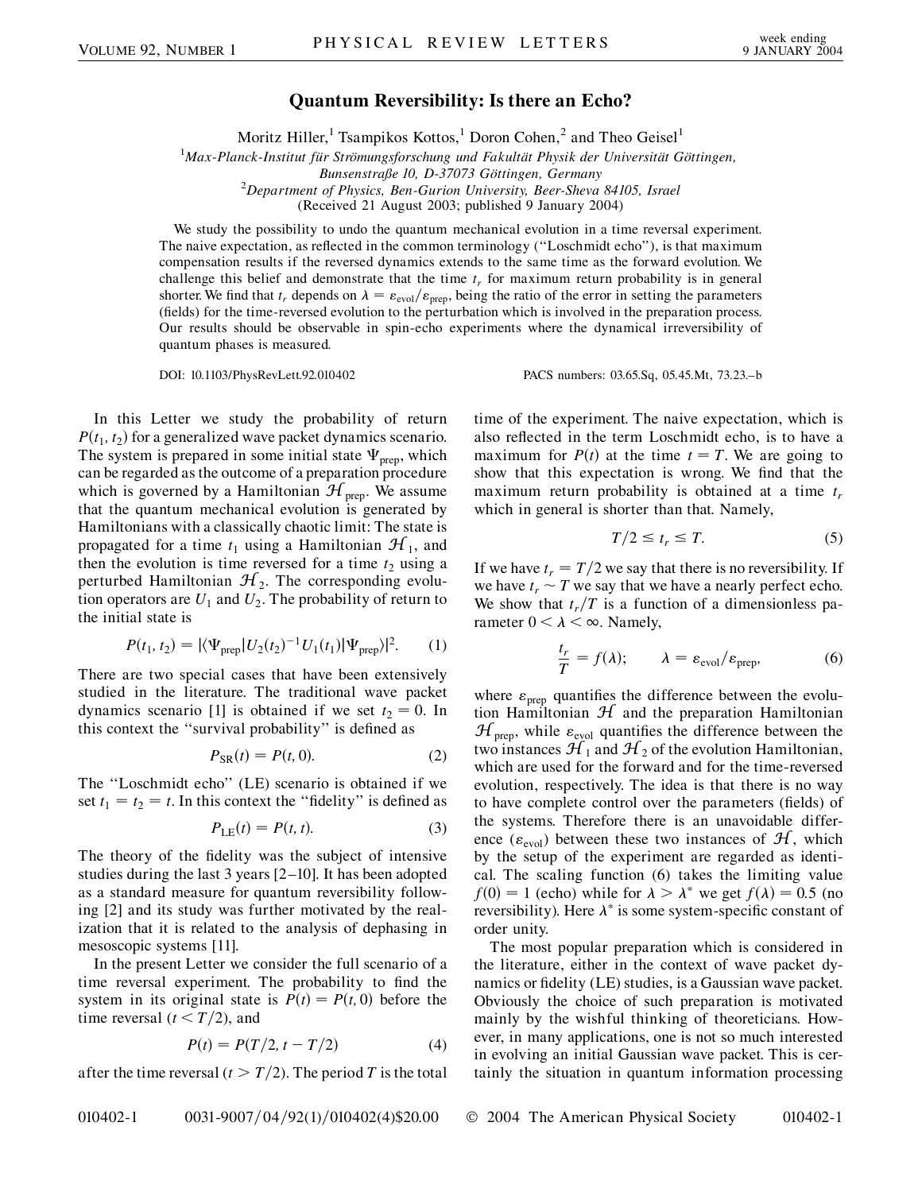# Quantum Reversibility: Is there an Echo?

Moritz Hiller,[1] Tsampikos Kottos,[1] Doron Cohen,[2] and Theo Geisel[1]

[1]*Max-Planck-Institut für Strömungsforschung und Fakultät Physik der Universität Göttingen, Bunsenstraße 10, D-37073 Göttingen, Germany*
[2]*Department of Physics, Ben-Gurion University, Beer-Sheva 84105, Israel*
(Received 21 August 2003; published 9 January 2004)

We study the possibility to undo the quantum mechanical evolution in a time reversal experiment. The naive expectation, as reflected in the common terminology ("Loschmidt echo"), is that maximum compensation results if the reversed dynamics extends to the same time as the forward evolution. We challenge this belief and demonstrate that the time $t_r$ for maximum return probability is in general shorter. We find that $t_r$ depends on $\lambda = \varepsilon_{\text{evol}}/\varepsilon_{\text{prep}}$, being the ratio of the error in setting the parameters (fields) for the time-reversed evolution to the perturbation which is involved in the preparation process. Our results should be observable in spin-echo experiments where the dynamical irreversibility of quantum phases is measured.

DOI: 10.1103/PhysRevLett.92.010402 PACS numbers: 03.65.Sq, 05.45.Mt, 73.23.–b

In this Letter we study the probability of return $P(t_1, t_2)$ for a generalized wave packet dynamics scenario. The system is prepared in some initial state $\Psi_{\text{prep}}$, which can be regarded as the outcome of a preparation procedure which is governed by a Hamiltonian $\mathcal{H}_{\text{prep}}$. We assume that the quantum mechanical evolution is generated by Hamiltonians with a classically chaotic limit: The state is propagated for a time $t_1$ using a Hamiltonian $\mathcal{H}_1$, and then the evolution is time reversed for a time $t_2$ using a perturbed Hamiltonian $\mathcal{H}_2$. The corresponding evolution operators are $U_1$ and $U_2$. The probability of return to the initial state is

$$P(t_1, t_2) = |\langle \Psi_{\text{prep}} | U_2(t_2)^{-1} U_1(t_1) | \Psi_{\text{prep}} \rangle|^2. \qquad (1)$$

There are two special cases that have been extensively studied in the literature. The traditional wave packet dynamics scenario [1] is obtained if we set $t_2 = 0$. In this context the "survival probability" is defined as

$$P_{\text{SR}}(t) = P(t, 0). \qquad (2)$$

The "Loschmidt echo" (LE) scenario is obtained if we set $t_1 = t_2 = t$. In this context the "fidelity" is defined as

$$P_{\text{LE}}(t) = P(t, t). \qquad (3)$$

The theory of the fidelity was the subject of intensive studies during the last 3 years [2–10]. It has been adopted as a standard measure for quantum reversibility following [2] and its study was further motivated by the realization that it is related to the analysis of dephasing in mesoscopic systems [11].

In the present Letter we consider the full scenario of a time reversal experiment. The probability to find the system in its original state is $P(t) = P(t, 0)$ before the time reversal ($t < T/2$), and

$$P(t) = P(T/2, t - T/2) \qquad (4)$$

after the time reversal ($t > T/2$). The period $T$ is the total time of the experiment. The naive expectation, which is also reflected in the term Loschmidt echo, is to have a maximum for $P(t)$ at the time $t = T$. We are going to show that this expectation is wrong. We find that the maximum return probability is obtained at a time $t_r$ which in general is shorter than that. Namely,

$$T/2 \leq t_r \leq T. \qquad (5)$$

If we have $t_r = T/2$ we say that there is no reversibility. If we have $t_r \sim T$ we say that we have a nearly perfect echo. We show that $t_r/T$ is a function of a dimensionless parameter $0 < \lambda < \infty$. Namely,

$$\frac{t_r}{T} = f(\lambda); \qquad \lambda = \varepsilon_{\text{evol}}/\varepsilon_{\text{prep}}, \qquad (6)$$

where $\varepsilon_{\text{prep}}$ quantifies the difference between the evolution Hamiltonian $\mathcal{H}$ and the preparation Hamiltonian $\mathcal{H}_{\text{prep}}$, while $\varepsilon_{\text{evol}}$ quantifies the difference between the two instances $\mathcal{H}_1$ and $\mathcal{H}_2$ of the evolution Hamiltonian, which are used for the forward and for the time-reversed evolution, respectively. The idea is that there is no way to have complete control over the parameters (fields) of the systems. Therefore there is an unavoidable difference ($\varepsilon_{\text{evol}}$) between these two instances of $\mathcal{H}$, which by the setup of the experiment are regarded as identical. The scaling function (6) takes the limiting value $f(0) = 1$ (echo) while for $\lambda > \lambda^*$ we get $f(\lambda) = 0.5$ (no reversibility). Here $\lambda^*$ is some system-specific constant of order unity.

The most popular preparation which is considered in the literature, either in the context of wave packet dynamics or fidelity (LE) studies, is a Gaussian wave packet. Obviously the choice of such preparation is motivated mainly by the wishful thinking of theoreticians. However, in many applications, one is not so much interested in evolving an initial Gaussian wave packet. This is certainly the situation in quantum information processing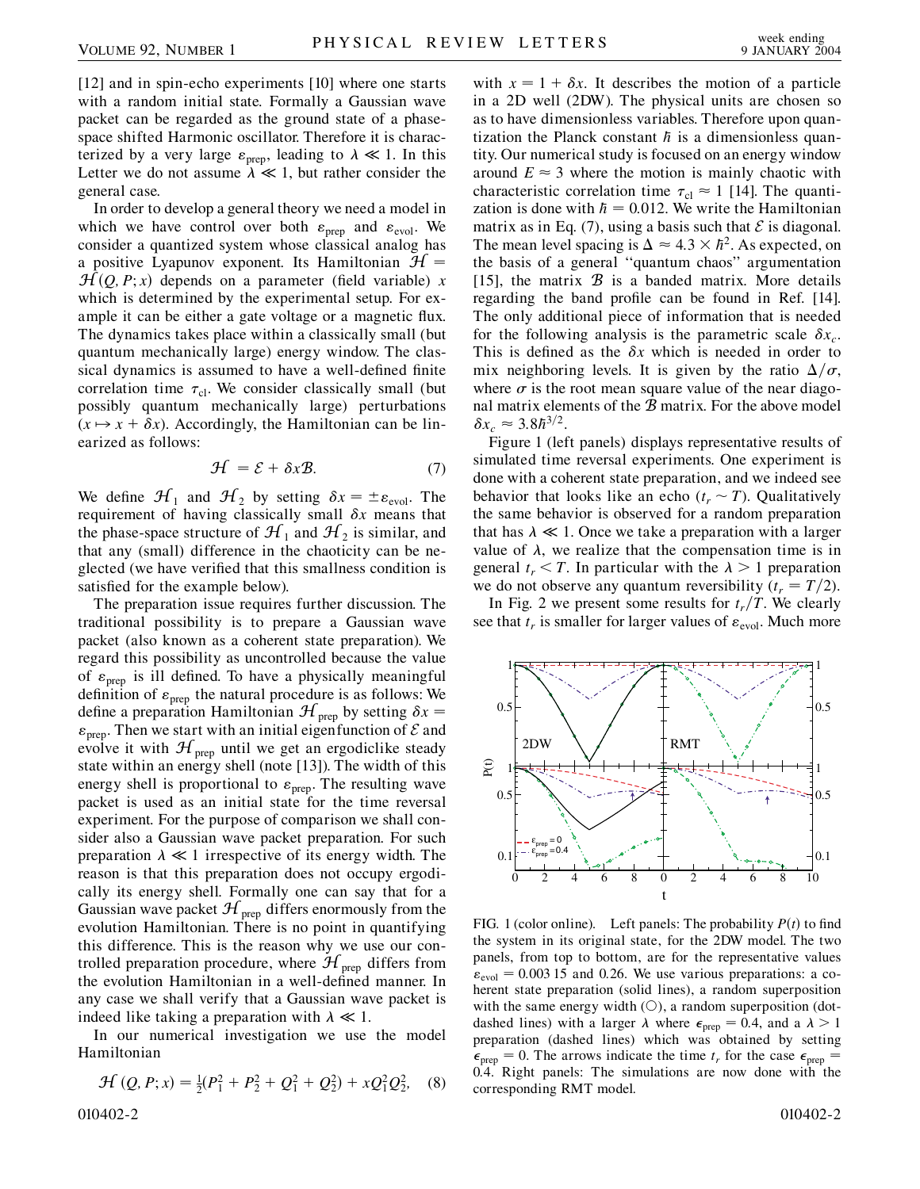[12] and in spin-echo experiments [10] where one starts with a random initial state. Formally a Gaussian wave packet can be regarded as the ground state of a phase-space shifted Harmonic oscillator. Therefore it is characterized by a very large $\varepsilon_{\text{prep}}$, leading to $\lambda \ll 1$. In this Letter we do not assume $\lambda \ll 1$, but rather consider the general case.

In order to develop a general theory we need a model in which we have control over both $\varepsilon_{\text{prep}}$ and $\varepsilon_{\text{evol}}$. We consider a quantized system whose classical analog has a positive Lyapunov exponent. Its Hamiltonian $\mathcal{H} = \mathcal{H}(Q, P; x)$ depends on a parameter (field variable) $x$ which is determined by the experimental setup. For example it can be either a gate voltage or a magnetic flux. The dynamics takes place within a classically small (but quantum mechanically large) energy window. The classical dynamics is assumed to have a well-defined finite correlation time $\tau_{\text{cl}}$. We consider classically small (but possibly quantum mechanically large) perturbations ($x \mapsto x + \delta x$). Accordingly, the Hamiltonian can be linearized as follows:

$$\mathcal{H} = \mathcal{E} + \delta x \mathcal{B}. \tag{7}$$

We define $\mathcal{H}_1$ and $\mathcal{H}_2$ by setting $\delta x = \pm \varepsilon_{\text{evol}}$. The requirement of having classically small $\delta x$ means that the phase-space structure of $\mathcal{H}_1$ and $\mathcal{H}_2$ is similar, and that any (small) difference in the chaoticity can be neglected (we have verified that this smallness condition is satisfied for the example below).

The preparation issue requires further discussion. The traditional possibility is to prepare a Gaussian wave packet (also known as a coherent state preparation). We regard this possibility as uncontrolled because the value of $\varepsilon_{\text{prep}}$ is ill defined. To have a physically meaningful definition of $\varepsilon_{\text{prep}}$ the natural procedure is as follows: We define a preparation Hamiltonian $\mathcal{H}_{\text{prep}}$ by setting $\delta x = \varepsilon_{\text{prep}}$. Then we start with an initial eigenfunction of $\mathcal{E}$ and evolve it with $\mathcal{H}_{\text{prep}}$ until we get an ergodiclike steady state within an energy shell (note [13]). The width of this energy shell is proportional to $\varepsilon_{\text{prep}}$. The resulting wave packet is used as an initial state for the time reversal experiment. For the purpose of comparison we shall consider also a Gaussian wave packet preparation. For such preparation $\lambda \ll 1$ irrespective of its energy width. The reason is that this preparation does not occupy ergodically its energy shell. Formally one can say that for a Gaussian wave packet $\mathcal{H}_{\text{prep}}$ differs enormously from the evolution Hamiltonian. There is no point in quantifying this difference. This is the reason why we use our controlled preparation procedure, where $\mathcal{H}_{\text{prep}}$ differs from the evolution Hamiltonian in a well-defined manner. In any case we shall verify that a Gaussian wave packet is indeed like taking a preparation with $\lambda \ll 1$.

In our numerical investigation we use the model Hamiltonian

$$\mathcal{H}(Q, P; x) = \tfrac{1}{2}(P_1^2 + P_2^2 + Q_1^2 + Q_2^2) + x Q_1^2 Q_2^2, \tag{8}$$

with $x = 1 + \delta x$. It describes the motion of a particle in a 2D well (2DW). The physical units are chosen so as to have dimensionless variables. Therefore upon quantization the Planck constant $\hbar$ is a dimensionless quantity. Our numerical study is focused on an energy window around $E \approx 3$ where the motion is mainly chaotic with characteristic correlation time $\tau_{\text{cl}} \approx 1$ [14]. The quantization is done with $\hbar = 0.012$. We write the Hamiltonian matrix as in Eq. (7), using a basis such that $\mathcal{E}$ is diagonal. The mean level spacing is $\Delta \approx 4.3 \times \hbar^2$. As expected, on the basis of a general "quantum chaos" argumentation [15], the matrix $\mathcal{B}$ is a banded matrix. More details regarding the band profile can be found in Ref. [14]. The only additional piece of information that is needed for the following analysis is the parametric scale $\delta x_c$. This is defined as the $\delta x$ which is needed in order to mix neighboring levels. It is given by the ratio $\Delta/\sigma$, where $\sigma$ is the root mean square value of the near diagonal matrix elements of the $\mathcal{B}$ matrix. For the above model $\delta x_c \approx 3.8\hbar^{3/2}$.

Figure 1 (left panels) displays representative results of simulated time reversal experiments. One experiment is done with a coherent state preparation, and we indeed see behavior that looks like an echo ($t_r \sim T$). Qualitatively the same behavior is observed for a random preparation that has $\lambda \ll 1$. Once we take a preparation with a larger value of $\lambda$, we realize that the compensation time is in general $t_r < T$. In particular with the $\lambda > 1$ preparation we do not observe any quantum reversibility ($t_r = T/2$).

In Fig. 2 we present some results for $t_r/T$. We clearly see that $t_r$ is smaller for larger values of $\varepsilon_{\text{evol}}$. Much more

FIG. 1 (color online). Left panels: The probability $P(t)$ to find the system in its original state, for the 2DW model. The two panels, from top to bottom, are for the representative values $\varepsilon_{\text{evol}} = 0.003\,15$ and 0.26. We use various preparations: a coherent state preparation (solid lines), a random superposition with the same energy width (○), a random superposition (dot-dashed lines) with a larger $\lambda$ where $\epsilon_{\text{prep}} = 0.4$, and a $\lambda > 1$ preparation (dashed lines) which was obtained by setting $\epsilon_{\text{prep}} = 0$. The arrows indicate the time $t_r$ for the case $\epsilon_{\text{prep}} = 0.4$. Right panels: The simulations are now done with the corresponding RMT model.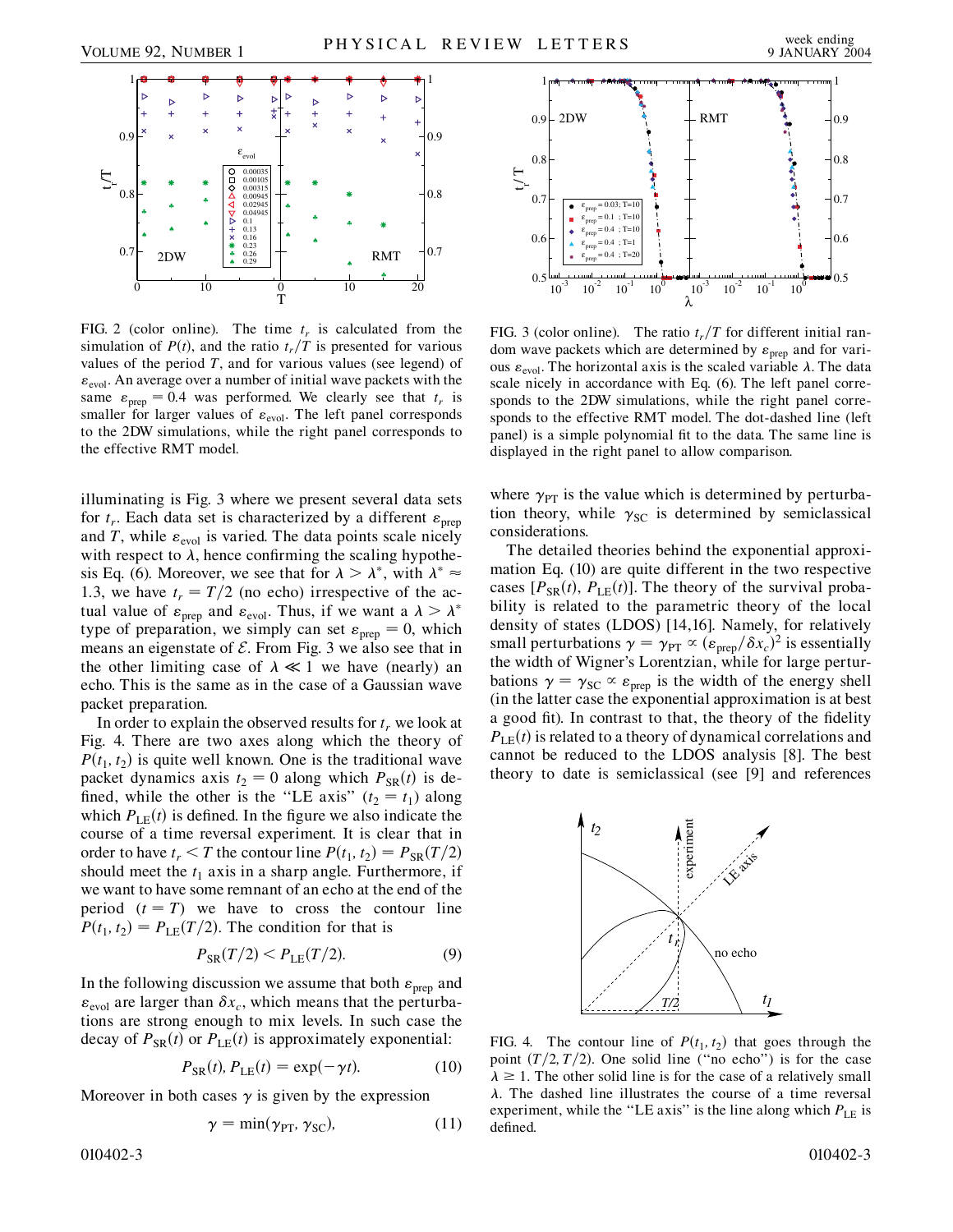FIG. 2 (color online). The time $t_r$ is calculated from the simulation of $P(t)$, and the ratio $t_r/T$ is presented for various values of the period $T$, and for various values (see legend) of $\varepsilon_{\rm evol}$. An average over a number of initial wave packets with the same $\varepsilon_{\rm prep} = 0.4$ was performed. We clearly see that $t_r$ is smaller for larger values of $\varepsilon_{\rm evol}$. The left panel corresponds to the 2DW simulations, while the right panel corresponds to the effective RMT model.

FIG. 3 (color online). The ratio $t_r/T$ for different initial random wave packets which are determined by $\varepsilon_{\rm prep}$ and for various $\varepsilon_{\rm evol}$. The horizontal axis is the scaled variable $\lambda$. The data scale nicely in accordance with Eq. (6). The left panel corresponds to the 2DW simulations, while the right panel corresponds to the effective RMT model. The dot-dashed line (left panel) is a simple polynomial fit to the data. The same line is displayed in the right panel to allow comparison.

illuminating is Fig. 3 where we present several data sets for $t_r$. Each data set is characterized by a different $\varepsilon_{\rm prep}$ and $T$, while $\varepsilon_{\rm evol}$ is varied. The data points scale nicely with respect to $\lambda$, hence confirming the scaling hypothesis Eq. (6). Moreover, we see that for $\lambda > \lambda^*$, with $\lambda^* \approx 1.3$, we have $t_r = T/2$ (no echo) irrespective of the actual value of $\varepsilon_{\rm prep}$ and $\varepsilon_{\rm evol}$. Thus, if we want a $\lambda > \lambda^*$ type of preparation, we simply can set $\varepsilon_{\rm prep} = 0$, which means an eigenstate of $\mathcal{E}$. From Fig. 3 we also see that in the other limiting case of $\lambda \ll 1$ we have (nearly) an echo. This is the same as in the case of a Gaussian wave packet preparation.

In order to explain the observed results for $t_r$ we look at Fig. 4. There are two axes along which the theory of $P(t_1, t_2)$ is quite well known. One is the traditional wave packet dynamics axis $t_2 = 0$ along which $P_{\rm SR}(t)$ is defined, while the other is the "LE axis" ($t_2 = t_1$) along which $P_{\rm LE}(t)$ is defined. In the figure we also indicate the course of a time reversal experiment. It is clear that in order to have $t_r < T$ the contour line $P(t_1, t_2) = P_{\rm SR}(T/2)$ should meet the $t_1$ axis in a sharp angle. Furthermore, if we want to have some remnant of an echo at the end of the period ($t = T$) we have to cross the contour line $P(t_1, t_2) = P_{\rm LE}(T/2)$. The condition for that is

$$P_{\rm SR}(T/2) < P_{\rm LE}(T/2). \tag{9}$$

In the following discussion we assume that both $\varepsilon_{\rm prep}$ and $\varepsilon_{\rm evol}$ are larger than $\delta x_c$, which means that the perturbations are strong enough to mix levels. In such case the decay of $P_{\rm SR}(t)$ or $P_{\rm LE}(t)$ is approximately exponential:

$$P_{\rm SR}(t), P_{\rm LE}(t) = \exp(-\gamma t). \tag{10}$$

Moreover in both cases $\gamma$ is given by the expression

$$\gamma = \min(\gamma_{\rm PT}, \gamma_{\rm SC}), \tag{11}$$

where $\gamma_{\rm PT}$ is the value which is determined by perturbation theory, while $\gamma_{\rm SC}$ is determined by semiclassical considerations.

The detailed theories behind the exponential approximation Eq. (10) are quite different in the two respective cases [$P_{\rm SR}(t)$, $P_{\rm LE}(t)$]. The theory of the survival probability is related to the parametric theory of the local density of states (LDOS) [14,16]. Namely, for relatively small perturbations $\gamma = \gamma_{\rm PT} \propto (\varepsilon_{\rm prep}/\delta x_c)^2$ is essentially the width of Wigner's Lorentzian, while for large perturbations $\gamma = \gamma_{\rm SC} \propto \varepsilon_{\rm prep}$ is the width of the energy shell (in the latter case the exponential approximation is at best a good fit). In contrast to that, the theory of the fidelity $P_{\rm LE}(t)$ is related to a theory of dynamical correlations and cannot be reduced to the LDOS analysis [8]. The best theory to date is semiclassical (see [9] and references

FIG. 4. The contour line of $P(t_1, t_2)$ that goes through the point $(T/2, T/2)$. One solid line ("no echo") is for the case $\lambda \geq 1$. The other solid line is for the case of a relatively small $\lambda$. The dashed line illustrates the course of a time reversal experiment, while the "LE axis" is the line along which $P_{\rm LE}$ is defined.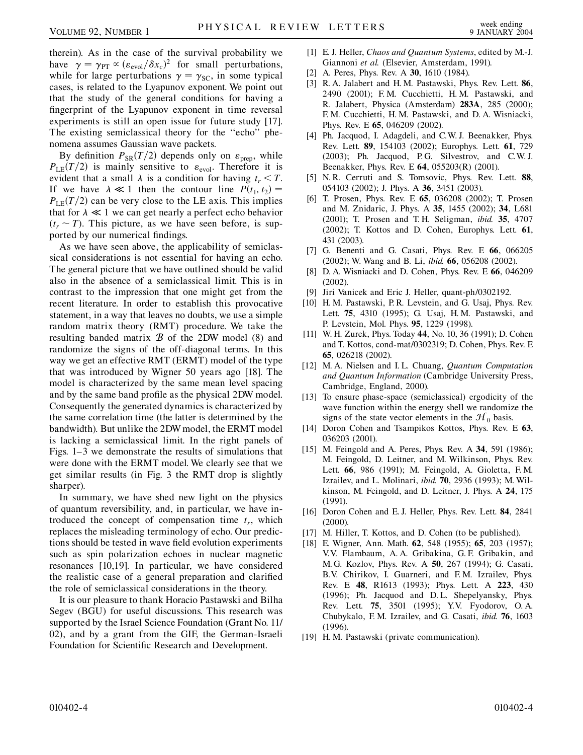therein). As in the case of the survival probability we have $\gamma = \gamma_{\rm PT} \propto (\varepsilon_{\rm evol}/\delta x_c)^2$ for small perturbations, while for large perturbations $\gamma = \gamma_{\rm SC}$, in some typical cases, is related to the Lyapunov exponent. We point out that the study of the general conditions for having a fingerprint of the Lyapunov exponent in time reversal experiments is still an open issue for future study [17]. The existing semiclassical theory for the "echo" phenomena assumes Gaussian wave packets.

By definition $P_{\rm SR}(T/2)$ depends only on $\varepsilon_{\rm prep}$, while $P_{\rm LE}(T/2)$ is mainly sensitive to $\varepsilon_{\rm evol}$. Therefore it is evident that a small $\lambda$ is a condition for having $t_r < T$. If we have $\lambda \ll 1$ then the contour line $P(t_1, t_2) = P_{\rm LE}(T/2)$ can be very close to the LE axis. This implies that for $\lambda \ll 1$ we can get nearly a perfect echo behavior ($t_r \sim T$). This picture, as we have seen before, is supported by our numerical findings.

As we have seen above, the applicability of semiclassical considerations is not essential for having an echo. The general picture that we have outlined should be valid also in the absence of a semiclassical limit. This is in contrast to the impression that one might get from the recent literature. In order to establish this provocative statement, in a way that leaves no doubts, we use a simple random matrix theory (RMT) procedure. We take the resulting banded matrix $\mathcal{B}$ of the 2DW model (8) and randomize the signs of the off-diagonal terms. In this way we get an effective RMT (ERMT) model of the type that was introduced by Wigner 50 years ago [18]. The model is characterized by the same mean level spacing and by the same band profile as the physical 2DW model. Consequently the generated dynamics is characterized by the same correlation time (the latter is determined by the bandwidth). But unlike the 2DW model, the ERMT model is lacking a semiclassical limit. In the right panels of Figs. 1–3 we demonstrate the results of simulations that were done with the ERMT model. We clearly see that we get similar results (in Fig. 3 the RMT drop is slightly sharper).

In summary, we have shed new light on the physics of quantum reversibility, and, in particular, we have introduced the concept of compensation time $t_r$, which replaces the misleading terminology of echo. Our predictions should be tested in wave field evolution experiments such as spin polarization echoes in nuclear magnetic resonances [10,19]. In particular, we have considered the realistic case of a general preparation and clarified the role of semiclassical considerations in the theory.

It is our pleasure to thank Horacio Pastawski and Bilha Segev (BGU) for useful discussions. This research was supported by the Israel Science Foundation (Grant No. 11/02), and by a grant from the GIF, the German-Israeli Foundation for Scientific Research and Development.

[1] E. J. Heller, *Chaos and Quantum Systems*, edited by M.-J. Giannoni *et al.* (Elsevier, Amsterdam, 1991).

[2] A. Peres, Phys. Rev. A **30**, 1610 (1984).

[3] R. A. Jalabert and H. M. Pastawski, Phys. Rev. Lett. **86**, 2490 (2001); F. M. Cucchietti, H. M. Pastawski, and R. Jalabert, Physica (Amsterdam) **283A**, 285 (2000); F. M. Cucchietti, H. M. Pastawski, and D. A. Wisniacki, Phys. Rev. E **65**, 046209 (2002).

[4] Ph. Jacquod, I. Adagdeli, and C.W. J. Beenakker, Phys. Rev. Lett. **89**, 154103 (2002); Europhys. Lett. **61**, 729 (2003); Ph. Jacquod, P. G. Silvestrov, and C.W. J. Beenakker, Phys. Rev. E **64**, 055203(R) (2001).

[5] N. R. Cerruti and S. Tomsovic, Phys. Rev. Lett. **88**, 054103 (2002); J. Phys. A **36**, 3451 (2003).

[6] T. Prosen, Phys. Rev. E **65**, 036208 (2002); T. Prosen and M. Znidaric, J. Phys. A **35**, 1455 (2002); **34**, L681 (2001); T. Prosen and T. H. Seligman, *ibid.* **35**, 4707 (2002); T. Kottos and D. Cohen, Europhys. Lett. **61**, 431 (2003).

[7] G. Benenti and G. Casati, Phys. Rev. E **66**, 066205 (2002); W. Wang and B. Li, *ibid.* **66**, 056208 (2002).

[8] D. A. Wisniacki and D. Cohen, Phys. Rev. E **66**, 046209 (2002).

[9] Jiri Vanicek and Eric J. Heller, quant-ph/0302192.

[10] H. M. Pastawski, P. R. Levstein, and G. Usaj, Phys. Rev. Lett. **75**, 4310 (1995); G. Usaj, H. M. Pastawski, and P. Levstein, Mol. Phys. **95**, 1229 (1998).

[11] W. H. Zurek, Phys. Today **44**, No. 10, 36 (1991); D. Cohen and T. Kottos, cond-mat/0302319; D. Cohen, Phys. Rev. E **65**, 026218 (2002).

[12] M. A. Nielsen and I. L. Chuang, *Quantum Computation and Quantum Information* (Cambridge University Press, Cambridge, England, 2000).

[13] To ensure phase-space (semiclassical) ergodicity of the wave function within the energy shell we randomize the signs of the state vector elements in the $\mathcal{H}_0$ basis.

[14] Doron Cohen and Tsampikos Kottos, Phys. Rev. E **63**, 036203 (2001).

[15] M. Feingold and A. Peres, Phys. Rev. A **34**, 591 (1986); M. Feingold, D. Leitner, and M. Wilkinson, Phys. Rev. Lett. **66**, 986 (1991); M. Feingold, A. Gioletta, F. M. Izrailev, and L. Molinari, *ibid.* **70**, 2936 (1993); M. Wilkinson, M. Feingold, and D. Leitner, J. Phys. A **24**, 175 (1991).

[16] Doron Cohen and E. J. Heller, Phys. Rev. Lett. **84**, 2841 (2000).

[17] M. Hiller, T. Kottos, and D. Cohen (to be published).

[18] E. Wigner, Ann. Math. **62**, 548 (1955); **65**, 203 (1957); V.V. Flambaum, A. A. Gribakina, G. F. Gribakin, and M. G. Kozlov, Phys. Rev. A **50**, 267 (1994); G. Casati, B.V. Chirikov, I. Guarneri, and F. M. Izrailev, Phys. Rev. E **48**, R1613 (1993); Phys. Lett. A **223**, 430 (1996); Ph. Jacquod and D. L. Shepelyansky, Phys. Rev. Lett. **75**, 3501 (1995); Y.V. Fyodorov, O. A. Chubykalo, F. M. Izrailev, and G. Casati, *ibid.* **76**, 1603 (1996).

[19] H. M. Pastawski (private communication).